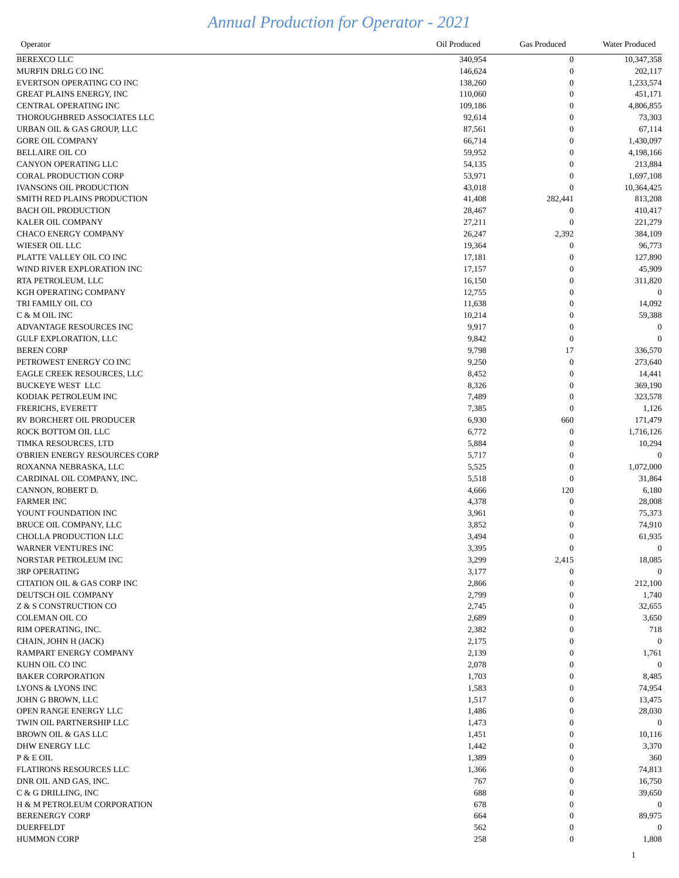# Annual Production for Operator - 2021

| Operator | Oil Produced | Gas Produced | Water Produced |
|---|---|---|---|
| BEREXCO LLC | 340,954 | 0 | 10,347,358 |
| MURFIN DRLG CO INC | 146,624 | 0 | 202,117 |
| EVERTSON OPERATING CO INC | 138,260 | 0 | 1,233,574 |
| GREAT PLAINS ENERGY, INC | 110,060 | 0 | 451,171 |
| CENTRAL OPERATING INC | 109,186 | 0 | 4,806,855 |
| THOROUGHBRED ASSOCIATES LLC | 92,614 | 0 | 73,303 |
| URBAN OIL & GAS GROUP, LLC | 87,561 | 0 | 67,114 |
| GORE OIL COMPANY | 66,714 | 0 | 1,430,097 |
| BELLAIRE OIL CO | 59,952 | 0 | 4,198,166 |
| CANYON OPERATING LLC | 54,135 | 0 | 213,884 |
| CORAL PRODUCTION CORP | 53,971 | 0 | 1,697,108 |
| IVANSONS OIL PRODUCTION | 43,018 | 0 | 10,364,425 |
| SMITH RED PLAINS PRODUCTION | 41,408 | 282,441 | 813,208 |
| BACH OIL PRODUCTION | 28,467 | 0 | 410,417 |
| KALER OIL COMPANY | 27,211 | 0 | 221,279 |
| CHACO ENERGY COMPANY | 26,247 | 2,392 | 384,109 |
| WIESER OIL LLC | 19,364 | 0 | 96,773 |
| PLATTE VALLEY OIL CO INC | 17,181 | 0 | 127,890 |
| WIND RIVER EXPLORATION INC | 17,157 | 0 | 45,909 |
| RTA PETROLEUM, LLC | 16,150 | 0 | 311,820 |
| KGH OPERATING COMPANY | 12,755 | 0 | 0 |
| TRI FAMILY OIL CO | 11,638 | 0 | 14,092 |
| C & M OIL INC | 10,214 | 0 | 59,388 |
| ADVANTAGE RESOURCES INC | 9,917 | 0 | 0 |
| GULF EXPLORATION, LLC | 9,842 | 0 | 0 |
| BEREN CORP | 9,798 | 17 | 336,570 |
| PETROWEST ENERGY CO INC | 9,250 | 0 | 273,640 |
| EAGLE CREEK RESOURCES, LLC | 8,452 | 0 | 14,441 |
| BUCKEYE WEST LLC | 8,326 | 0 | 369,190 |
| KODIAK PETROLEUM INC | 7,489 | 0 | 323,578 |
| FRERICHS, EVERETT | 7,385 | 0 | 1,126 |
| RV BORCHERT OIL PRODUCER | 6,930 | 660 | 171,479 |
| ROCK BOTTOM OIL LLC | 6,772 | 0 | 1,716,126 |
| TIMKA RESOURCES, LTD | 5,884 | 0 | 10,294 |
| O'BRIEN ENERGY RESOURCES CORP | 5,717 | 0 | 0 |
| ROXANNA NEBRASKA, LLC | 5,525 | 0 | 1,072,000 |
| CARDINAL OIL COMPANY, INC. | 5,518 | 0 | 31,864 |
| CANNON, ROBERT D. | 4,666 | 120 | 6,180 |
| FARMER INC | 4,378 | 0 | 28,008 |
| YOUNT FOUNDATION INC | 3,961 | 0 | 75,373 |
| BRUCE OIL COMPANY, LLC | 3,852 | 0 | 74,910 |
| CHOLLA PRODUCTION LLC | 3,494 | 0 | 61,935 |
| WARNER VENTURES INC | 3,395 | 0 | 0 |
| NORSTAR PETROLEUM INC | 3,299 | 2,415 | 18,085 |
| 3RP OPERATING | 3,177 | 0 | 0 |
| CITATION OIL & GAS CORP INC | 2,866 | 0 | 212,100 |
| DEUTSCH OIL COMPANY | 2,799 | 0 | 1,740 |
| Z & S CONSTRUCTION CO | 2,745 | 0 | 32,655 |
| COLEMAN OIL CO | 2,689 | 0 | 3,650 |
| RIM OPERATING, INC. | 2,382 | 0 | 718 |
| CHAIN, JOHN H (JACK) | 2,175 | 0 | 0 |
| RAMPART ENERGY COMPANY | 2,139 | 0 | 1,761 |
| KUHN OIL CO INC | 2,078 | 0 | 0 |
| BAKER CORPORATION | 1,703 | 0 | 8,485 |
| LYONS & LYONS INC | 1,583 | 0 | 74,954 |
| JOHN G BROWN, LLC | 1,517 | 0 | 13,475 |
| OPEN RANGE ENERGY LLC | 1,486 | 0 | 28,030 |
| TWIN OIL PARTNERSHIP LLC | 1,473 | 0 | 0 |
| BROWN OIL & GAS LLC | 1,451 | 0 | 10,116 |
| DHW ENERGY LLC | 1,442 | 0 | 3,370 |
| P & E OIL | 1,389 | 0 | 360 |
| FLATIRONS RESOURCES LLC | 1,366 | 0 | 74,813 |
| DNR OIL AND GAS, INC. | 767 | 0 | 16,750 |
| C & G DRILLING, INC | 688 | 0 | 39,650 |
| H & M PETROLEUM CORPORATION | 678 | 0 | 0 |
| BERENERGY CORP | 664 | 0 | 89,975 |
| DUERFELDT | 562 | 0 | 0 |
| HUMMON CORP | 258 | 0 | 1,808 |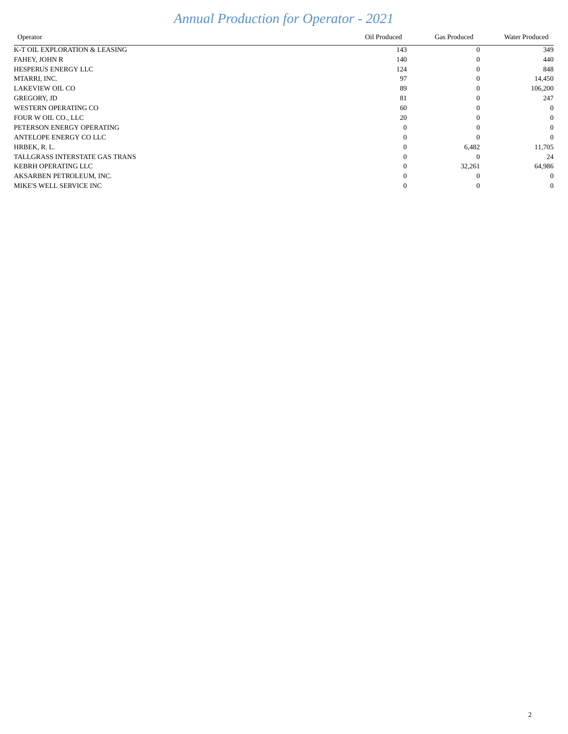# Annual Production for Operator - 2021

| Operator | Oil Produced | Gas Produced | Water Produced |
|---|---|---|---|
| K-T OIL EXPLORATION & LEASING | 143 | 0 | 349 |
| FAHEY, JOHN R | 140 | 0 | 440 |
| HESPERUS ENERGY LLC | 124 | 0 | 848 |
| MTARRI, INC. | 97 | 0 | 14,450 |
| LAKEVIEW OIL CO | 89 | 0 | 106,200 |
| GREGORY, JD | 81 | 0 | 247 |
| WESTERN OPERATING CO | 60 | 0 | 0 |
| FOUR W OIL CO., LLC | 20 | 0 | 0 |
| PETERSON ENERGY OPERATING | 0 | 0 | 0 |
| ANTELOPE ENERGY CO LLC | 0 | 0 | 0 |
| HRBEK, R. L. | 0 | 6,482 | 11,705 |
| TALLGRASS INTERSTATE GAS TRANS | 0 | 0 | 24 |
| KEBRH OPERATING LLC | 0 | 32,261 | 64,986 |
| AKSARBEN PETROLEUM, INC. | 0 | 0 | 0 |
| MIKE'S WELL SERVICE INC | 0 | 0 | 0 |